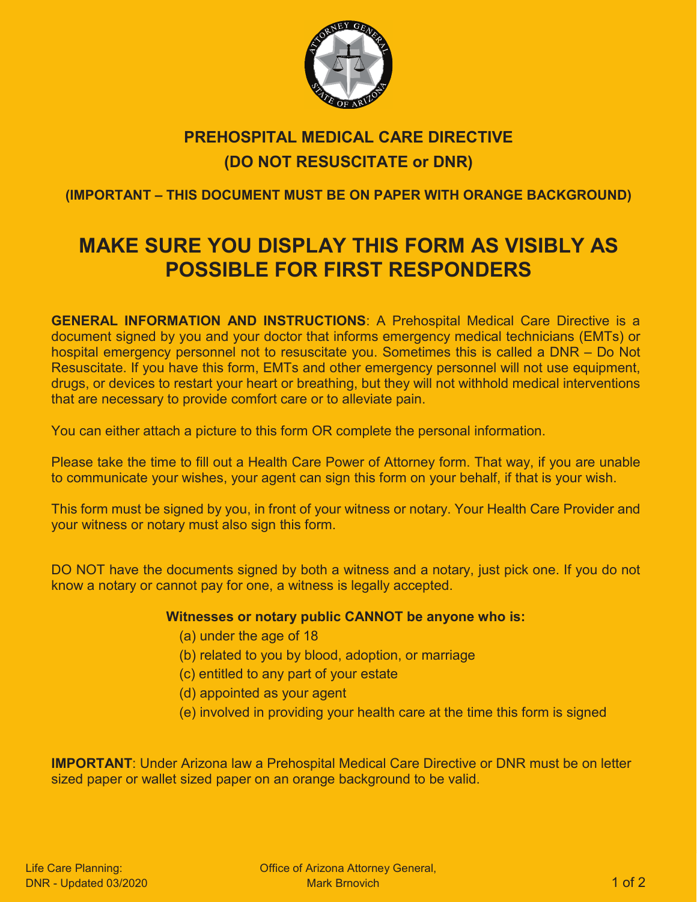# PREHOSPITAL MEDICAL CARE DIRECTIVE

## (DO NOT RESUSCITATE or DNR)

**(IMPORTANT – THIS DOCUMENT MUST BE ON PAPER WITH ORANGE BACKGROUND)**

# MAKE SURE YOU DISPLAY THIS FORM AS VISIBLY AS POSSIBLE FOR FIRST RESPONDERS

**GENERAL INFORMATION AND INSTRUCTIONS**: A Prehospital Medical Care Directive is a document signed by you and your doctor that informs emergency medical technicians (EMTs) or hospital emergency personnel not to resuscitate you. Sometimes this is called a DNR – Do Not Resuscitate. If you have this form, EMTs and other emergency personnel will not use equipment, drugs, or devices to restart your heart or breathing, but they will not withhold medical interventions that are necessary to provide comfort care or to alleviate pain.

You can either attach a picture to this form OR complete the personal information.

Please take the time to fill out a Health Care Power of Attorney form. That way, if you are unable to communicate your wishes, your agent can sign this form on your behalf, if that is your wish.

This form must be signed by you, in front of your witness or notary. Your Health Care Provider and your witness or notary must also sign this form.

DO NOT have the documents signed by both a witness and a notary, just pick one. If you do not know a notary or cannot pay for one, a witness is legally accepted.

**Witnesses or notary public CANNOT be anyone who is:**

(a) under the age of 18
(b) related to you by blood, adoption, or marriage
(c) entitled to any part of your estate
(d) appointed as your agent
(e) involved in providing your health care at the time this form is signed

**IMPORTANT**: Under Arizona law a Prehospital Medical Care Directive or DNR must be on letter sized paper or wallet sized paper on an orange background to be valid.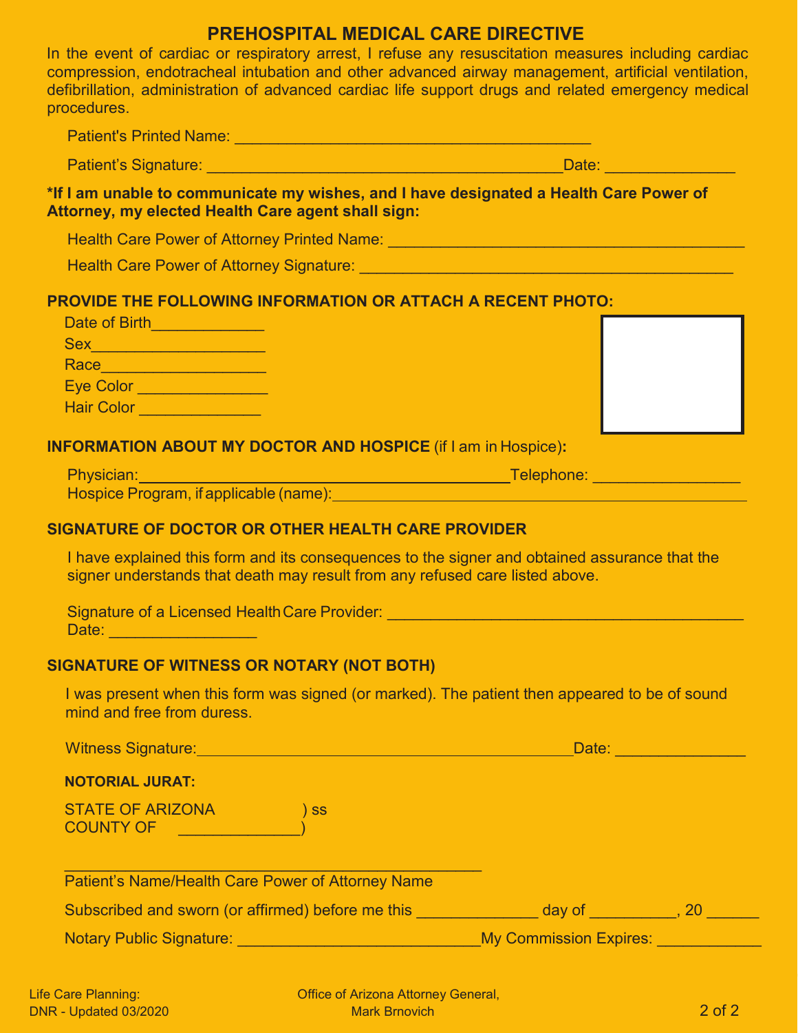# PREHOSPITAL MEDICAL CARE DIRECTIVE

In the event of cardiac or respiratory arrest, I refuse any resuscitation measures including cardiac compression, endotracheal intubation and other advanced airway management, artificial ventilation, defibrillation, administration of advanced cardiac life support drugs and related emergency medical procedures.

Patient's Printed Name: ________________________________________

Patient's Signature: ________________________________________Date: ______________

**\*If I am unable to communicate my wishes, and I have designated a Health Care Power of Attorney, my elected Health Care agent shall sign:**

Health Care Power of Attorney Printed Name: ________________________________________

Health Care Power of Attorney Signature: ________________________________________

**PROVIDE THE FOLLOWING INFORMATION OR ATTACH A RECENT PHOTO:**

Date of Birth____________

Sex__________________

Race__________________

Eye Color ______________

Hair Color _____________

**INFORMATION ABOUT MY DOCTOR AND HOSPICE** (if I am in Hospice)**:**

Physician:________________________________________Telephone: ________________

Hospice Program, if applicable (name):________________________________________

**SIGNATURE OF DOCTOR OR OTHER HEALTH CARE PROVIDER**

I have explained this form and its consequences to the signer and obtained assurance that the signer understands that death may result from any refused care listed above.

Signature of a Licensed Health Care Provider: ________________________________________

Date: ________________

**SIGNATURE OF WITNESS OR NOTARY (NOT BOTH)**

I was present when this form was signed (or marked). The patient then appeared to be of sound mind and free from duress.

Witness Signature:________________________________________Date: ______________

**NOTORIAL JURAT:**

STATE OF ARIZONA ) ss
COUNTY OF _____________)

_____________________________________________
Patient's Name/Health Care Power of Attorney Name

Subscribed and sworn (or affirmed) before me this _____________ day of _________, 20 _____

Notary Public Signature: ___________________________My Commission Expires: ___________

Life Care Planning:
DNR - Updated 03/2020

Office of Arizona Attorney General,
Mark Brnovich